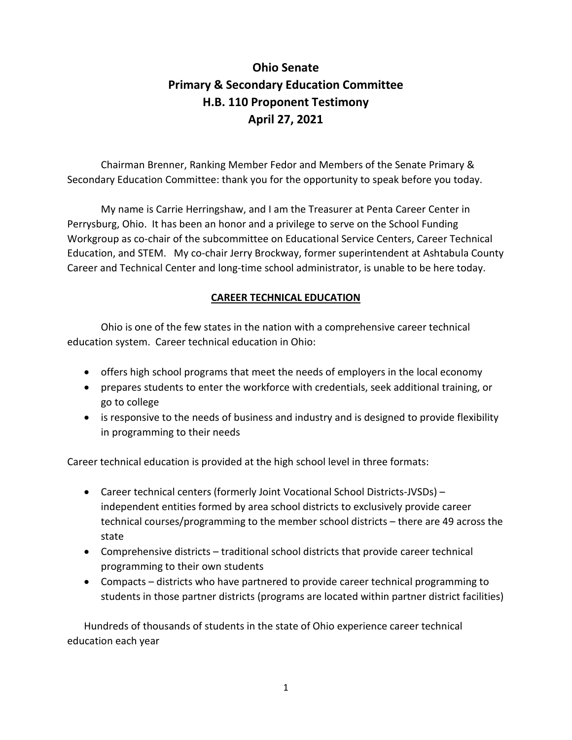# Ohio Senate
# Primary & Secondary Education Committee
# H.B. 110 Proponent Testimony
# April 27, 2021

Chairman Brenner, Ranking Member Fedor and Members of the Senate Primary & Secondary Education Committee: thank you for the opportunity to speak before you today.

My name is Carrie Herringshaw, and I am the Treasurer at Penta Career Center in Perrysburg, Ohio. It has been an honor and a privilege to serve on the School Funding Workgroup as co-chair of the subcommittee on Educational Service Centers, Career Technical Education, and STEM. My co-chair Jerry Brockway, former superintendent at Ashtabula County Career and Technical Center and long-time school administrator, is unable to be here today.

## CAREER TECHNICAL EDUCATION

Ohio is one of the few states in the nation with a comprehensive career technical education system. Career technical education in Ohio:

- offers high school programs that meet the needs of employers in the local economy
- prepares students to enter the workforce with credentials, seek additional training, or go to college
- is responsive to the needs of business and industry and is designed to provide flexibility in programming to their needs

Career technical education is provided at the high school level in three formats:

- Career technical centers (formerly Joint Vocational School Districts-JVSDs) – independent entities formed by area school districts to exclusively provide career technical courses/programming to the member school districts – there are 49 across the state
- Comprehensive districts – traditional school districts that provide career technical programming to their own students
- Compacts – districts who have partnered to provide career technical programming to students in those partner districts (programs are located within partner district facilities)

Hundreds of thousands of students in the state of Ohio experience career technical education each year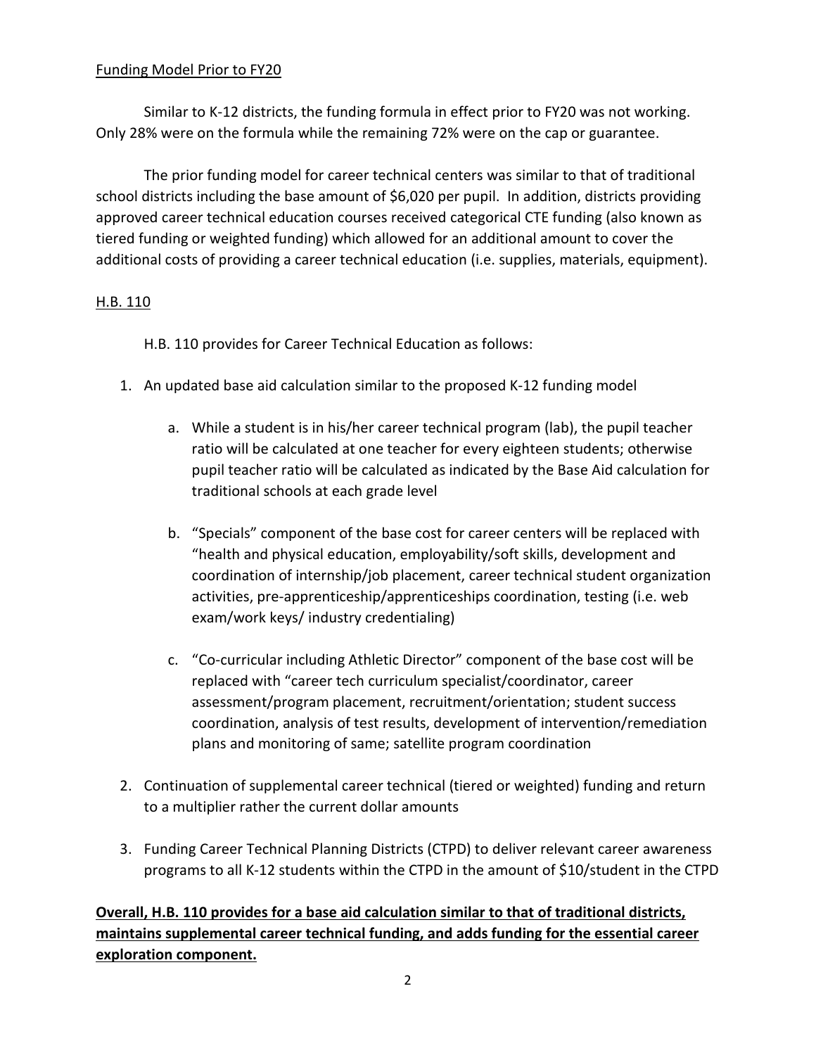Funding Model Prior to FY20

Similar to K-12 districts, the funding formula in effect prior to FY20 was not working. Only 28% were on the formula while the remaining 72% were on the cap or guarantee.

The prior funding model for career technical centers was similar to that of traditional school districts including the base amount of $6,020 per pupil. In addition, districts providing approved career technical education courses received categorical CTE funding (also known as tiered funding or weighted funding) which allowed for an additional amount to cover the additional costs of providing a career technical education (i.e. supplies, materials, equipment).

H.B. 110

H.B. 110 provides for Career Technical Education as follows:

1. An updated base aid calculation similar to the proposed K-12 funding model
    a. While a student is in his/her career technical program (lab), the pupil teacher ratio will be calculated at one teacher for every eighteen students; otherwise pupil teacher ratio will be calculated as indicated by the Base Aid calculation for traditional schools at each grade level
    b. "Specials" component of the base cost for career centers will be replaced with "health and physical education, employability/soft skills, development and coordination of internship/job placement, career technical student organization activities, pre-apprenticeship/apprenticeships coordination, testing (i.e. web exam/work keys/ industry credentialing)
    c. "Co-curricular including Athletic Director" component of the base cost will be replaced with "career tech curriculum specialist/coordinator, career assessment/program placement, recruitment/orientation; student success coordination, analysis of test results, development of intervention/remediation plans and monitoring of same; satellite program coordination
2. Continuation of supplemental career technical (tiered or weighted) funding and return to a multiplier rather the current dollar amounts
3. Funding Career Technical Planning Districts (CTPD) to deliver relevant career awareness programs to all K-12 students within the CTPD in the amount of $10/student in the CTPD

**Overall, H.B. 110 provides for a base aid calculation similar to that of traditional districts, maintains supplemental career technical funding, and adds funding for the essential career exploration component.**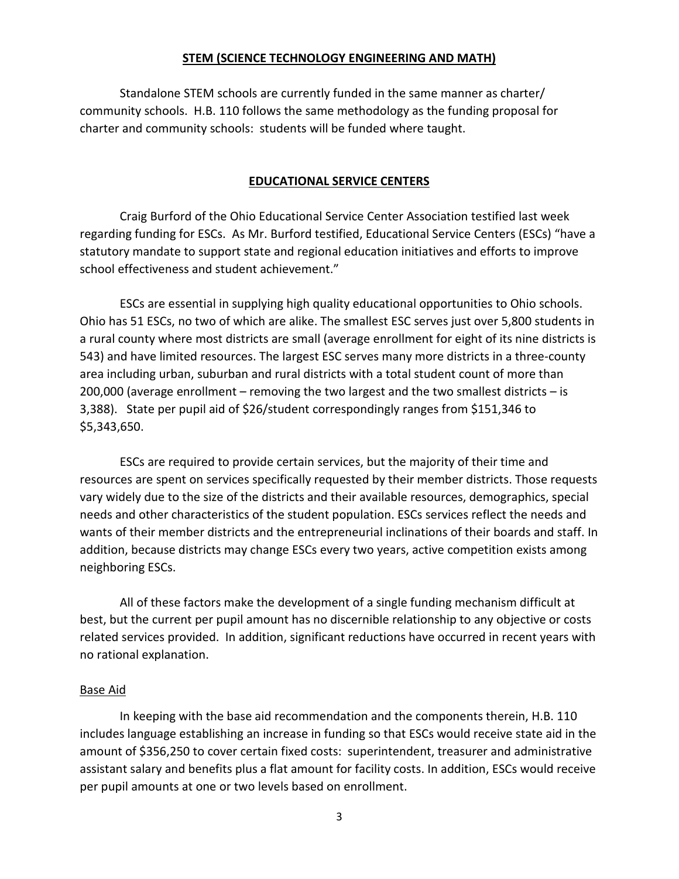## STEM (SCIENCE TECHNOLOGY ENGINEERING AND MATH)

Standalone STEM schools are currently funded in the same manner as charter/ community schools. H.B. 110 follows the same methodology as the funding proposal for charter and community schools: students will be funded where taught.

## EDUCATIONAL SERVICE CENTERS

Craig Burford of the Ohio Educational Service Center Association testified last week regarding funding for ESCs. As Mr. Burford testified, Educational Service Centers (ESCs) "have a statutory mandate to support state and regional education initiatives and efforts to improve school effectiveness and student achievement."

ESCs are essential in supplying high quality educational opportunities to Ohio schools. Ohio has 51 ESCs, no two of which are alike. The smallest ESC serves just over 5,800 students in a rural county where most districts are small (average enrollment for eight of its nine districts is 543) and have limited resources. The largest ESC serves many more districts in a three-county area including urban, suburban and rural districts with a total student count of more than 200,000 (average enrollment – removing the two largest and the two smallest districts – is 3,388). State per pupil aid of $26/student correspondingly ranges from $151,346 to $5,343,650.

ESCs are required to provide certain services, but the majority of their time and resources are spent on services specifically requested by their member districts. Those requests vary widely due to the size of the districts and their available resources, demographics, special needs and other characteristics of the student population. ESCs services reflect the needs and wants of their member districts and the entrepreneurial inclinations of their boards and staff. In addition, because districts may change ESCs every two years, active competition exists among neighboring ESCs.

All of these factors make the development of a single funding mechanism difficult at best, but the current per pupil amount has no discernible relationship to any objective or costs related services provided. In addition, significant reductions have occurred in recent years with no rational explanation.

### Base Aid

In keeping with the base aid recommendation and the components therein, H.B. 110 includes language establishing an increase in funding so that ESCs would receive state aid in the amount of $356,250 to cover certain fixed costs: superintendent, treasurer and administrative assistant salary and benefits plus a flat amount for facility costs. In addition, ESCs would receive per pupil amounts at one or two levels based on enrollment.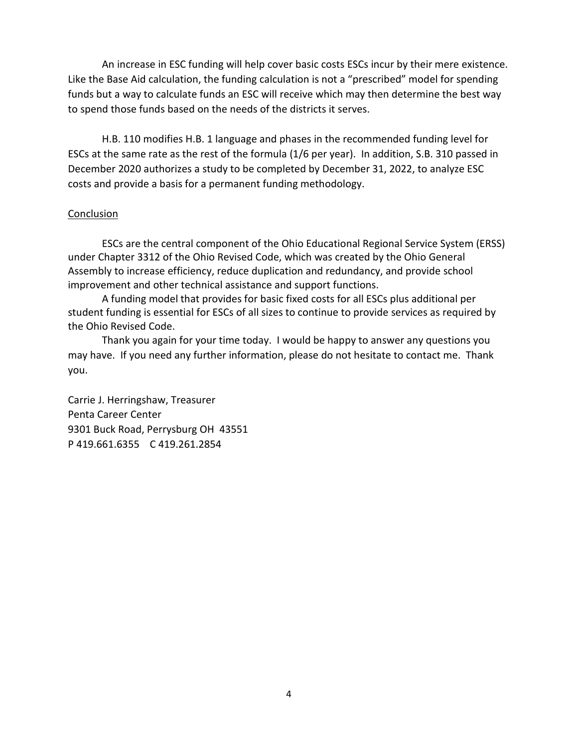An increase in ESC funding will help cover basic costs ESCs incur by their mere existence. Like the Base Aid calculation, the funding calculation is not a "prescribed" model for spending funds but a way to calculate funds an ESC will receive which may then determine the best way to spend those funds based on the needs of the districts it serves.

H.B. 110 modifies H.B. 1 language and phases in the recommended funding level for ESCs at the same rate as the rest of the formula (1/6 per year). In addition, S.B. 310 passed in December 2020 authorizes a study to be completed by December 31, 2022, to analyze ESC costs and provide a basis for a permanent funding methodology.

## Conclusion

ESCs are the central component of the Ohio Educational Regional Service System (ERSS) under Chapter 3312 of the Ohio Revised Code, which was created by the Ohio General Assembly to increase efficiency, reduce duplication and redundancy, and provide school improvement and other technical assistance and support functions.

A funding model that provides for basic fixed costs for all ESCs plus additional per student funding is essential for ESCs of all sizes to continue to provide services as required by the Ohio Revised Code.

Thank you again for your time today. I would be happy to answer any questions you may have. If you need any further information, please do not hesitate to contact me. Thank you.

Carrie J. Herringshaw, Treasurer
Penta Career Center
9301 Buck Road, Perrysburg OH 43551
P 419.661.6355 C 419.261.2854